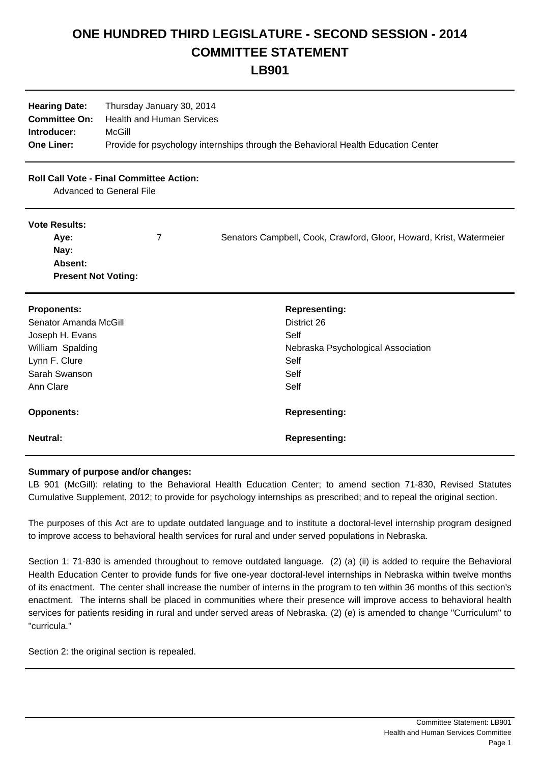# ONE HUNDRED THIRD LEGISLATURE - SECOND SESSION - 2014
# COMMITTEE STATEMENT
# LB901

**Hearing Date:** Thursday January 30, 2014
**Committee On:** Health and Human Services
**Introducer:** McGill
**One Liner:** Provide for psychology internships through the Behavioral Health Education Center

**Roll Call Vote - Final Committee Action:**
Advanced to General File

**Vote Results:**

| | | |
|---|---|---|
| **Aye:** | 7 | Senators Campbell, Cook, Crawford, Gloor, Howard, Krist, Watermeier |
| **Nay:** | | |
| **Absent:** | | |
| **Present Not Voting:** | | |

| **Proponents:** | **Representing:** |
|---|---|
| Senator Amanda McGill | District 26 |
| Joseph H. Evans | Self |
| William Spalding | Nebraska Psychological Association |
| Lynn F. Clure | Self |
| Sarah Swanson | Self |
| Ann Clare | Self |

| **Opponents:** | **Representing:** |
|---|---|

| **Neutral:** | **Representing:** |
|---|---|

**Summary of purpose and/or changes:**

LB 901 (McGill): relating to the Behavioral Health Education Center; to amend section 71-830, Revised Statutes Cumulative Supplement, 2012; to provide for psychology internships as prescribed; and to repeal the original section.

The purposes of this Act are to update outdated language and to institute a doctoral-level internship program designed to improve access to behavioral health services for rural and under served populations in Nebraska.

Section 1: 71-830 is amended throughout to remove outdated language. (2) (a) (ii) is added to require the Behavioral Health Education Center to provide funds for five one-year doctoral-level internships in Nebraska within twelve months of its enactment. The center shall increase the number of interns in the program to ten within 36 months of this section's enactment. The interns shall be placed in communities where their presence will improve access to behavioral health services for patients residing in rural and under served areas of Nebraska. (2) (e) is amended to change "Curriculum" to "curricula."

Section 2: the original section is repealed.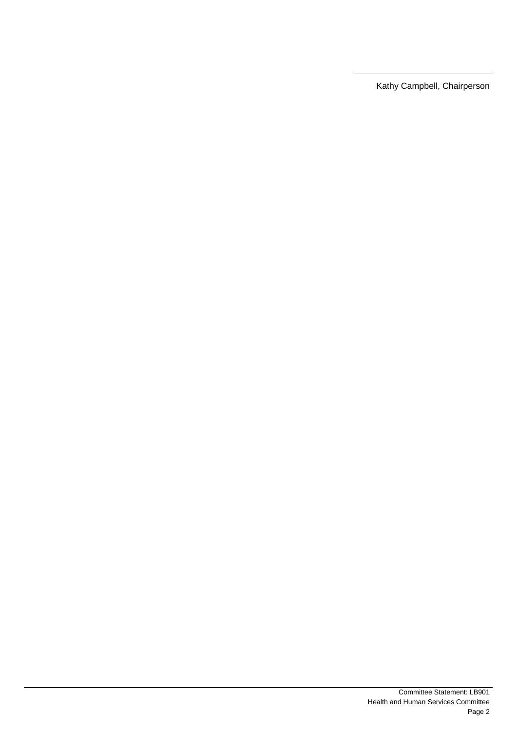\_\_\_\_\_\_\_\_\_\_\_\_\_\_\_\_\_\_\_\_\_\_\_\_\_\_\_\_\_\_\_\_

Kathy Campbell, Chairperson